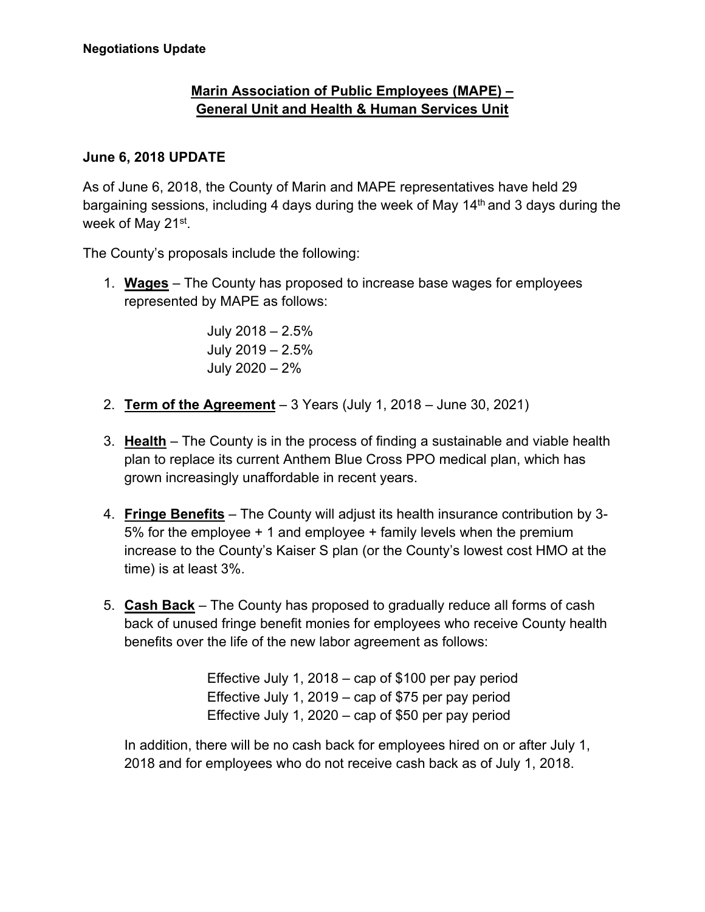**Negotiations Update**

## Marin Association of Public Employees (MAPE) – General Unit and Health & Human Services Unit

### June 6, 2018 UPDATE

As of June 6, 2018, the County of Marin and MAPE representatives have held 29 bargaining sessions, including 4 days during the week of May 14th and 3 days during the week of May 21st.

The County's proposals include the following:

1. **Wages** – The County has proposed to increase base wages for employees represented by MAPE as follows:

   July 2018 – 2.5%
   July 2019 – 2.5%
   July 2020 – 2%

2. **Term of the Agreement** – 3 Years (July 1, 2018 – June 30, 2021)

3. **Health** – The County is in the process of finding a sustainable and viable health plan to replace its current Anthem Blue Cross PPO medical plan, which has grown increasingly unaffordable in recent years.

4. **Fringe Benefits** – The County will adjust its health insurance contribution by 3-5% for the employee + 1 and employee + family levels when the premium increase to the County's Kaiser S plan (or the County's lowest cost HMO at the time) is at least 3%.

5. **Cash Back** – The County has proposed to gradually reduce all forms of cash back of unused fringe benefit monies for employees who receive County health benefits over the life of the new labor agreement as follows:

   Effective July 1, 2018 – cap of $100 per pay period
   Effective July 1, 2019 – cap of $75 per pay period
   Effective July 1, 2020 – cap of $50 per pay period

   In addition, there will be no cash back for employees hired on or after July 1, 2018 and for employees who do not receive cash back as of July 1, 2018.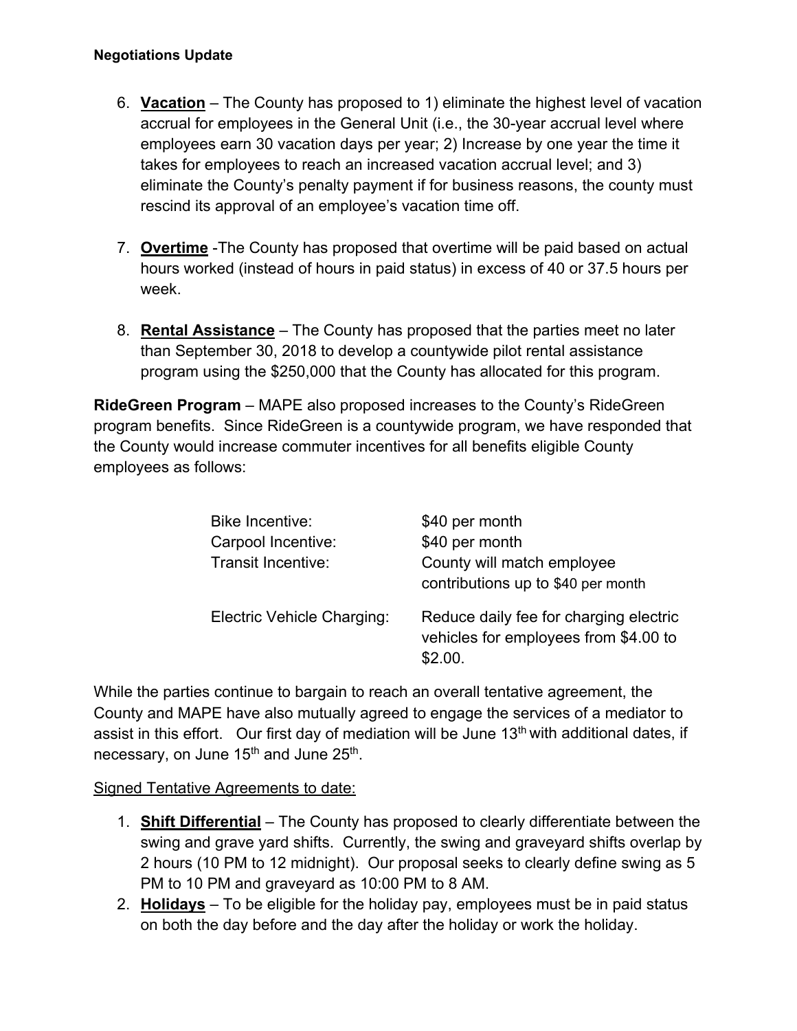**Negotiations Update**

6. **Vacation** – The County has proposed to 1) eliminate the highest level of vacation accrual for employees in the General Unit (i.e., the 30-year accrual level where employees earn 30 vacation days per year; 2) Increase by one year the time it takes for employees to reach an increased vacation accrual level; and 3) eliminate the County's penalty payment if for business reasons, the county must rescind its approval of an employee's vacation time off.

7. **Overtime** -The County has proposed that overtime will be paid based on actual hours worked (instead of hours in paid status) in excess of 40 or 37.5 hours per week.

8. **Rental Assistance** – The County has proposed that the parties meet no later than September 30, 2018 to develop a countywide pilot rental assistance program using the $250,000 that the County has allocated for this program.

**RideGreen Program** – MAPE also proposed increases to the County's RideGreen program benefits. Since RideGreen is a countywide program, we have responded that the County would increase commuter incentives for all benefits eligible County employees as follows:

| | |
|---|---|
| Bike Incentive: | $40 per month |
| Carpool Incentive: | $40 per month |
| Transit Incentive: | County will match employee contributions up to $40 per month |
| Electric Vehicle Charging: | Reduce daily fee for charging electric vehicles for employees from $4.00 to $2.00. |

While the parties continue to bargain to reach an overall tentative agreement, the County and MAPE have also mutually agreed to engage the services of a mediator to assist in this effort. Our first day of mediation will be June 13th with additional dates, if necessary, on June 15th and June 25th.

Signed Tentative Agreements to date:

1. **Shift Differential** – The County has proposed to clearly differentiate between the swing and grave yard shifts. Currently, the swing and graveyard shifts overlap by 2 hours (10 PM to 12 midnight). Our proposal seeks to clearly define swing as 5 PM to 10 PM and graveyard as 10:00 PM to 8 AM.
2. **Holidays** – To be eligible for the holiday pay, employees must be in paid status on both the day before and the day after the holiday or work the holiday.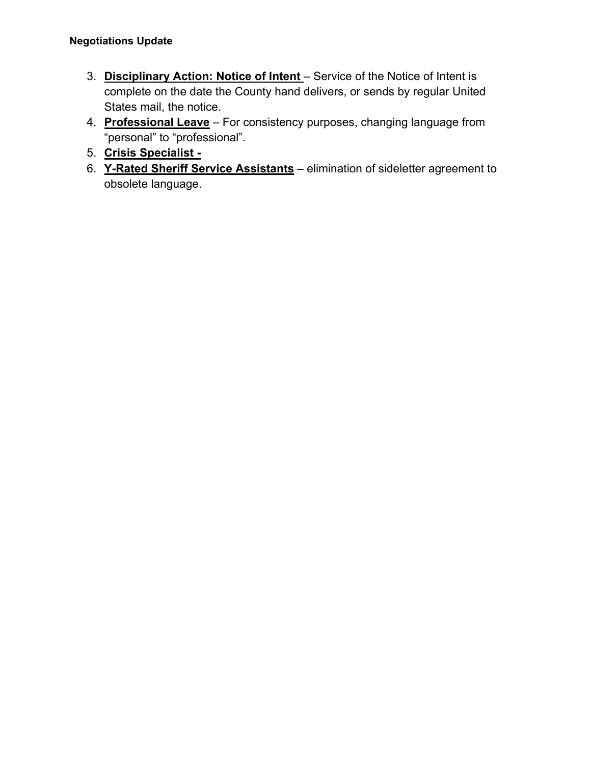3. **Disciplinary Action: Notice of Intent** – Service of the Notice of Intent is complete on the date the County hand delivers, or sends by regular United States mail, the notice.
4. **Professional Leave** – For consistency purposes, changing language from "personal" to "professional".
5. **Crisis Specialist -**
6. **Y-Rated Sheriff Service Assistants** – elimination of sideletter agreement to obsolete language.